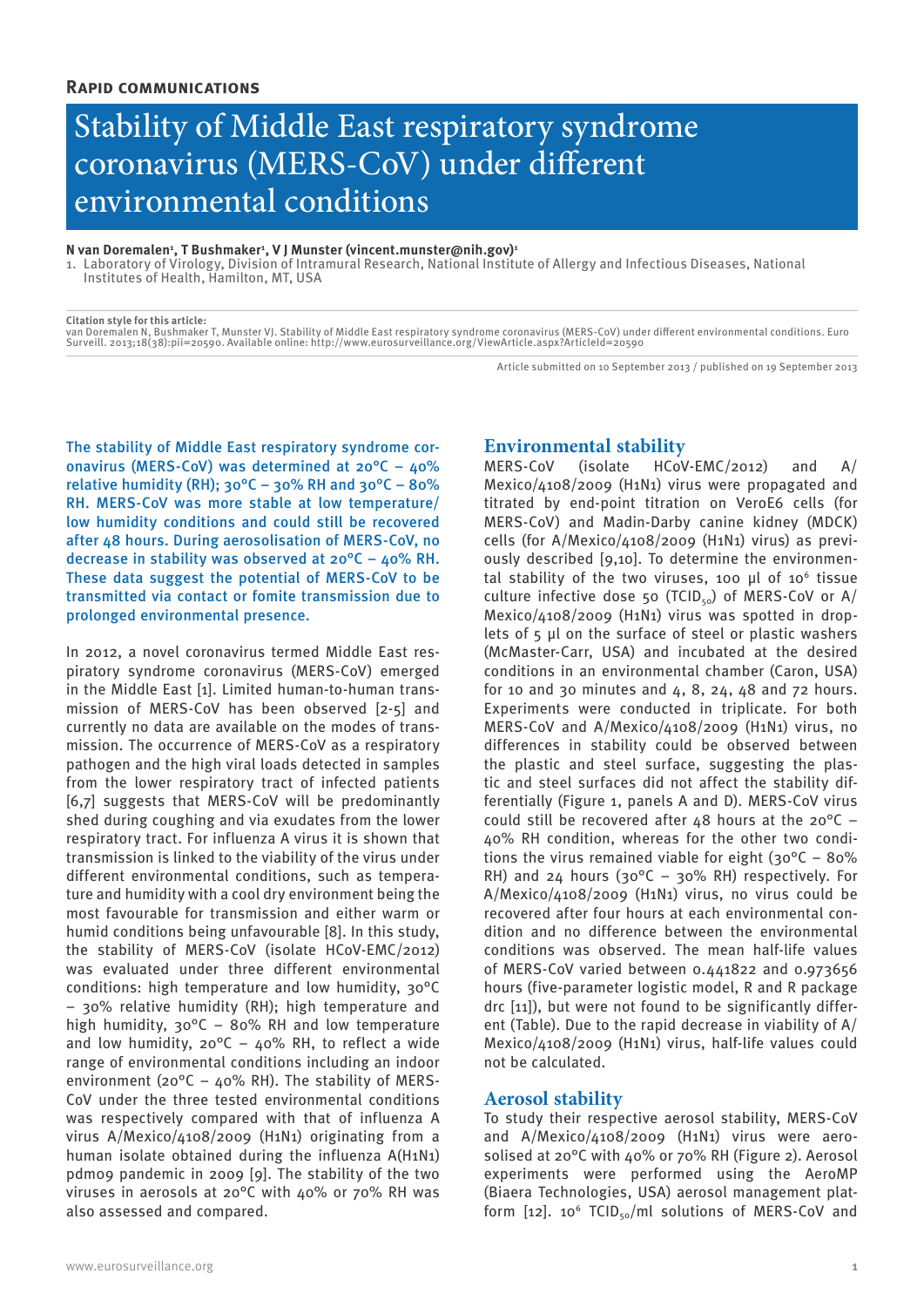**Rapid communications**

# Stability of Middle East respiratory syndrome coronavirus (MERS-CoV) under different environmental conditions

**N van Doremalen[1], T Bushmaker[1], V J Munster (vincent.munster@nih.gov)[1]**

1. Laboratory of Virology, Division of Intramural Research, National Institute of Allergy and Infectious Diseases, National Institutes of Health, Hamilton, MT, USA

**Citation style for this article:**
van Doremalen N, Bushmaker T, Munster VJ. Stability of Middle East respiratory syndrome coronavirus (MERS-CoV) under different environmental conditions. Euro Surveill. 2013;18(38):pii=20590. Available online: http://www.eurosurveillance.org/ViewArticle.aspx?ArticleId=20590

Article submitted on 10 September 2013 / published on 19 September 2013

The stability of Middle East respiratory syndrome coronavirus (MERS-CoV) was determined at 20°C – 40% relative humidity (RH); 30°C – 30% RH and 30°C – 80% RH. MERS-CoV was more stable at low temperature/low humidity conditions and could still be recovered after 48 hours. During aerosolisation of MERS-CoV, no decrease in stability was observed at 20°C – 40% RH. These data suggest the potential of MERS-CoV to be transmitted via contact or fomite transmission due to prolonged environmental presence.

In 2012, a novel coronavirus termed Middle East respiratory syndrome coronavirus (MERS-CoV) emerged in the Middle East [1]. Limited human-to-human transmission of MERS-CoV has been observed [2-5] and currently no data are available on the modes of transmission. The occurrence of MERS-CoV as a respiratory pathogen and the high viral loads detected in samples from the lower respiratory tract of infected patients [6,7] suggests that MERS-CoV will be predominantly shed during coughing and via exudates from the lower respiratory tract. For influenza A virus it is shown that transmission is linked to the viability of the virus under different environmental conditions, such as temperature and humidity with a cool dry environment being the most favourable for transmission and either warm or humid conditions being unfavourable [8]. In this study, the stability of MERS-CoV (isolate HCoV-EMC/2012) was evaluated under three different environmental conditions: high temperature and low humidity, 30°C – 30% relative humidity (RH); high temperature and high humidity, 30°C – 80% RH and low temperature and low humidity, 20°C – 40% RH, to reflect a wide range of environmental conditions including an indoor environment (20°C – 40% RH). The stability of MERS-CoV under the three tested environmental conditions was respectively compared with that of influenza A virus A/Mexico/4108/2009 (H1N1) originating from a human isolate obtained during the influenza A(H1N1) pdm09 pandemic in 2009 [9]. The stability of the two viruses in aerosols at 20°C with 40% or 70% RH was also assessed and compared.

## Environmental stability

MERS-CoV (isolate HCoV-EMC/2012) and A/Mexico/4108/2009 (H1N1) virus were propagated and titrated by end-point titration on VeroE6 cells (for MERS-CoV) and Madin-Darby canine kidney (MDCK) cells (for A/Mexico/4108/2009 (H1N1) virus) as previously described [9,10]. To determine the environmental stability of the two viruses, 100 µl of $10^6$ tissue culture infective dose 50 ($TCID_{50}$) of MERS-CoV or A/Mexico/4108/2009 (H1N1) virus was spotted in droplets of 5 µl on the surface of steel or plastic washers (McMaster-Carr, USA) and incubated at the desired conditions in an environmental chamber (Caron, USA) for 10 and 30 minutes and 4, 8, 24, 48 and 72 hours. Experiments were conducted in triplicate. For both MERS-CoV and A/Mexico/4108/2009 (H1N1) virus, no differences in stability could be observed between the plastic and steel surface, suggesting the plastic and steel surfaces did not affect the stability differentially (Figure 1, panels A and D). MERS-CoV virus could still be recovered after 48 hours at the 20°C – 40% RH condition, whereas for the other two conditions the virus remained viable for eight (30°C – 80% RH) and 24 hours (30°C – 30% RH) respectively. For A/Mexico/4108/2009 (H1N1) virus, no virus could be recovered after four hours at each environmental condition and no difference between the environmental conditions was observed. The mean half-life values of MERS-CoV varied between 0.441822 and 0.973656 hours (five-parameter logistic model, R and R package drc [11]), but were not found to be significantly different (Table). Due to the rapid decrease in viability of A/Mexico/4108/2009 (H1N1) virus, half-life values could not be calculated.

## Aerosol stability

To study their respective aerosol stability, MERS-CoV and A/Mexico/4108/2009 (H1N1) virus were aerosolised at 20°C with 40% or 70% RH (Figure 2). Aerosol experiments were performed using the AeroMP (Biaera Technologies, USA) aerosol management platform [12]. $10^6$ $TCID_{50}$/ml solutions of MERS-CoV and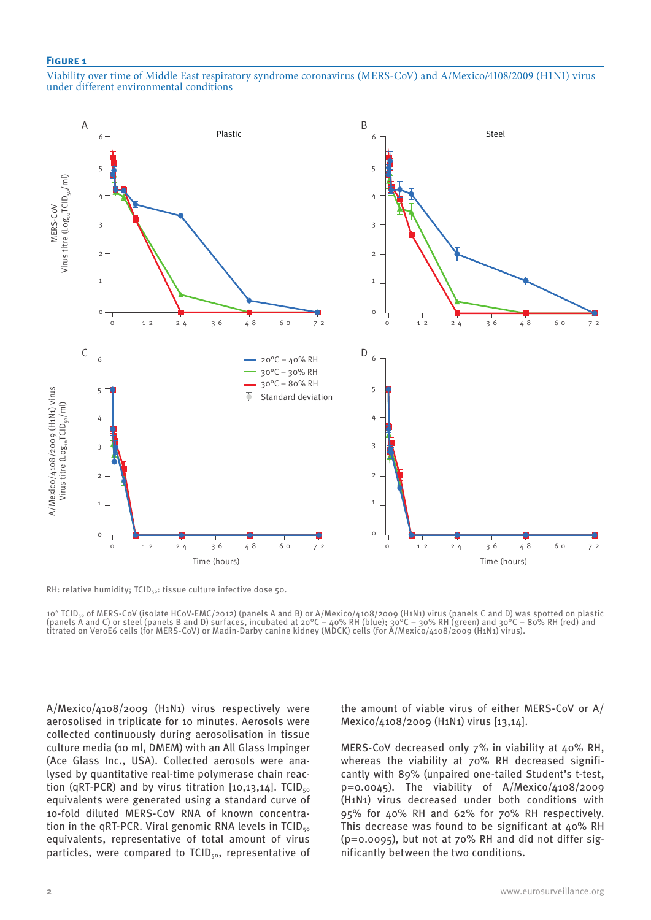**Figure 1**

Viability over time of Middle East respiratory syndrome coronavirus (MERS-CoV) and A/Mexico/4108/2009 (H1N1) virus under different environmental conditions

RH: relative humidity; $TCID_{50}$: tissue culture infective dose 50.

$10^6$ $TCID_{50}$ of MERS-CoV (isolate HCoV-EMC/2012) (panels A and B) or A/Mexico/4108/2009 (H1N1) virus (panels C and D) was spotted on plastic (panels A and C) or steel (panels B and D) surfaces, incubated at 20°C – 40% RH (blue); 30°C – 30% RH (green) and 30°C – 80% RH (red) and titrated on VeroE6 cells (for MERS-CoV) or Madin-Darby canine kidney (MDCK) cells (for A/Mexico/4108/2009 (H1N1) virus).

A/Mexico/4108/2009 (H1N1) virus respectively were aerosolised in triplicate for 10 minutes. Aerosols were collected continuously during aerosolisation in tissue culture media (10 ml, DMEM) with an All Glass Impinger (Ace Glass Inc., USA). Collected aerosols were analysed by quantitative real-time polymerase chain reaction (qRT-PCR) and by virus titration [10,13,14]. $TCID_{50}$ equivalents were generated using a standard curve of 10-fold diluted MERS-CoV RNA of known concentration in the qRT-PCR. Viral genomic RNA levels in $TCID_{50}$ equivalents, representative of total amount of virus particles, were compared to $TCID_{50}$, representative of the amount of viable virus of either MERS-CoV or A/Mexico/4108/2009 (H1N1) virus [13,14].

MERS-CoV decreased only 7% in viability at 40% RH, whereas the viability at 70% RH decreased significantly with 89% (unpaired one-tailed Student's t-test, $p=0.0045$). The viability of A/Mexico/4108/2009 (H1N1) virus decreased under both conditions with 95% for 40% RH and 62% for 70% RH respectively. This decrease was found to be significant at 40% RH ($p=0.0095$), but not at 70% RH and did not differ significantly between the two conditions.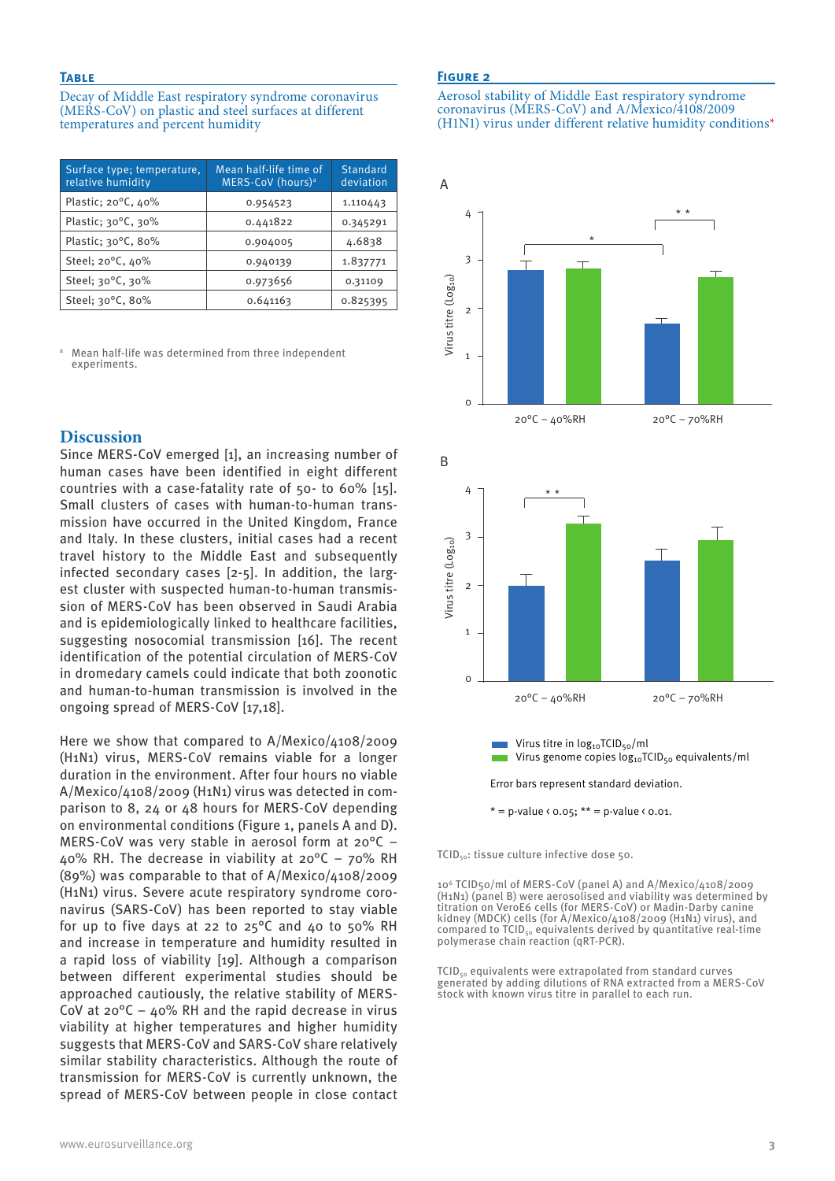**Table**

Decay of Middle East respiratory syndrome coronavirus (MERS-CoV) on plastic and steel surfaces at different temperatures and percent humidity

| Surface type; temperature, relative humidity | Mean half-life time of MERS-CoV (hours)[a] | Standard deviation |
|---|---|---|
| Plastic; 20°C, 40% | 0.954523 | 1.110443 |
| Plastic; 30°C, 30% | 0.441822 | 0.345291 |
| Plastic; 30°C, 80% | 0.904005 | 4.6838 |
| Steel; 20°C, 40% | 0.940139 | 1.837771 |
| Steel; 30°C, 30% | 0.973656 | 0.31109 |
| Steel; 30°C, 80% | 0.641163 | 0.825395 |

[a] Mean half-life was determined from three independent experiments.

## Discussion

Since MERS-CoV emerged [1], an increasing number of human cases have been identified in eight different countries with a case-fatality rate of 50- to 60% [15]. Small clusters of cases with human-to-human transmission have occurred in the United Kingdom, France and Italy. In these clusters, initial cases had a recent travel history to the Middle East and subsequently infected secondary cases [2-5]. In addition, the largest cluster with suspected human-to-human transmission of MERS-CoV has been observed in Saudi Arabia and is epidemiologically linked to healthcare facilities, suggesting nosocomial transmission [16]. The recent identification of the potential circulation of MERS-CoV in dromedary camels could indicate that both zoonotic and human-to-human transmission is involved in the ongoing spread of MERS-CoV [17,18].

Here we show that compared to A/Mexico/4108/2009 (H1N1) virus, MERS-CoV remains viable for a longer duration in the environment. After four hours no viable A/Mexico/4108/2009 (H1N1) virus was detected in comparison to 8, 24 or 48 hours for MERS-CoV depending on environmental conditions (Figure 1, panels A and D). MERS-CoV was very stable in aerosol form at 20°C – 40% RH. The decrease in viability at 20°C – 70% RH (89%) was comparable to that of A/Mexico/4108/2009 (H1N1) virus. Severe acute respiratory syndrome coronavirus (SARS-CoV) has been reported to stay viable for up to five days at 22 to 25°C and 40 to 50% RH and increase in temperature and humidity resulted in a rapid loss of viability [19]. Although a comparison between different experimental studies should be approached cautiously, the relative stability of MERS-CoV at 20°C – 40% RH and the rapid decrease in virus viability at higher temperatures and higher humidity suggests that MERS-CoV and SARS-CoV share relatively similar stability characteristics. Although the route of transmission for MERS-CoV is currently unknown, the spread of MERS-CoV between people in close contact

**Figure 2**

Aerosol stability of Middle East respiratory syndrome coronavirus (MERS-CoV) and A/Mexico/4108/2009 (H1N1) virus under different relative humidity conditions*

Virus titre in $\log_{10}$TCID$_{50}$/ml

Virus genome copies $\log_{10}$TCID$_{50}$ equivalents/ml

Error bars represent standard deviation.

* = p-value < 0.05; ** = p-value < 0.01.

TCID$_{50}$: tissue culture infective dose 50.

$10^6$ TCID50/ml of MERS-CoV (panel A) and A/Mexico/4108/2009 (H1N1) (panel B) were aerosolised and viability was determined by titration on VeroE6 cells (for MERS-CoV) or Madin-Darby canine kidney (MDCK) cells (for A/Mexico/4108/2009 (H1N1) virus), and compared to TCID$_{50}$ equivalents derived by quantitative real-time polymerase chain reaction (qRT-PCR).

TCID$_{50}$ equivalents were extrapolated from standard curves generated by adding dilutions of RNA extracted from a MERS-CoV stock with known virus titre in parallel to each run.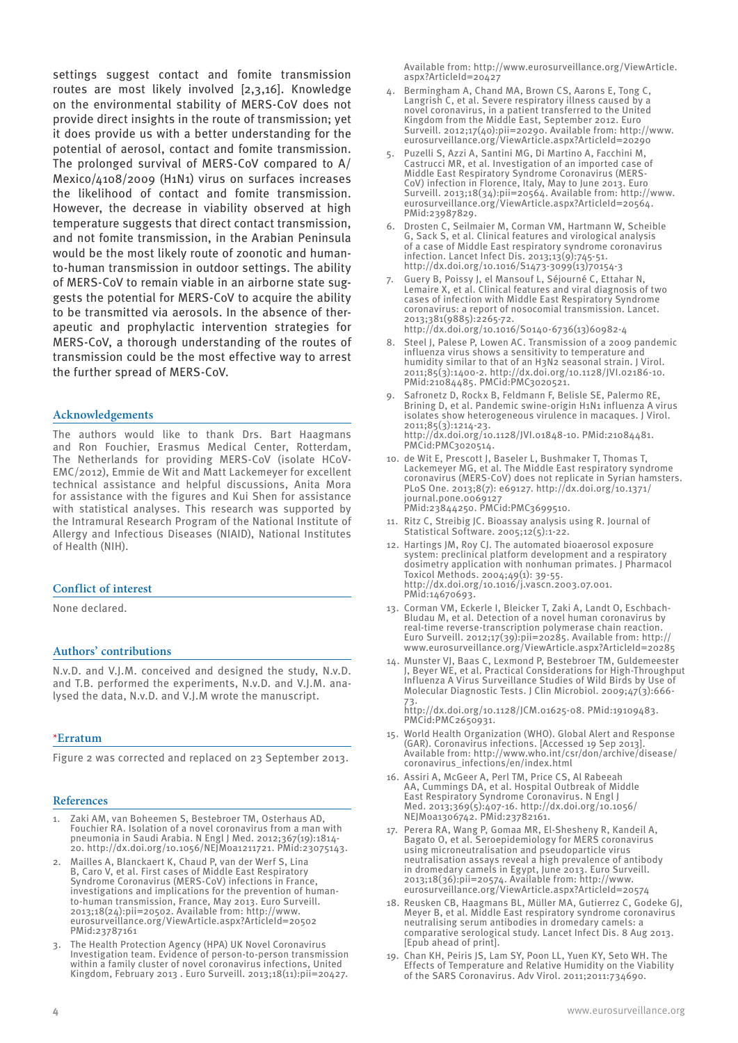settings suggest contact and fomite transmission routes are most likely involved [2,3,16]. Knowledge on the environmental stability of MERS-CoV does not provide direct insights in the route of transmission; yet it does provide us with a better understanding for the potential of aerosol, contact and fomite transmission. The prolonged survival of MERS-CoV compared to A/Mexico/4108/2009 (H1N1) virus on surfaces increases the likelihood of contact and fomite transmission. However, the decrease in viability observed at high temperature suggests that direct contact transmission, and not fomite transmission, in the Arabian Peninsula would be the most likely route of zoonotic and human-to-human transmission in outdoor settings. The ability of MERS-CoV to remain viable in an airborne state suggests the potential for MERS-CoV to acquire the ability to be transmitted via aerosols. In the absence of therapeutic and prophylactic intervention strategies for MERS-CoV, a thorough understanding of the routes of transmission could be the most effective way to arrest the further spread of MERS-CoV.

## Acknowledgements

The authors would like to thank Drs. Bart Haagmans and Ron Fouchier, Erasmus Medical Center, Rotterdam, The Netherlands for providing MERS-CoV (isolate HCoV-EMC/2012), Emmie de Wit and Matt Lackemeyer for excellent technical assistance and helpful discussions, Anita Mora for assistance with the figures and Kui Shen for assistance with statistical analyses. This research was supported by the Intramural Research Program of the National Institute of Allergy and Infectious Diseases (NIAID), National Institutes of Health (NIH).

## Conflict of interest

None declared.

## Authors' contributions

N.v.D. and V.J.M. conceived and designed the study, N.v.D. and T.B. performed the experiments, N.v.D. and V.J.M. analysed the data, N.v.D. and V.J.M wrote the manuscript.

## *Erratum

Figure 2 was corrected and replaced on 23 September 2013.

## References

1. Zaki AM, van Boheemen S, Bestebroer TM, Osterhaus AD, Fouchier RA. Isolation of a novel coronavirus from a man with pneumonia in Saudi Arabia. N Engl J Med. 2012;367(19):1814-20. http://dx.doi.org/10.1056/NEJMoa1211721. PMid:23075143.
2. Mailles A, Blanckaert K, Chaud P, van der Werf S, Lina B, Caro V, et al. First cases of Middle East Respiratory Syndrome Coronavirus (MERS-CoV) infections in France, investigations and implications for the prevention of human-to-human transmission, France, May 2013. Euro Surveill. 2013;18(24):pii=20502. Available from: http://www.eurosurveillance.org/ViewArticle.aspx?ArticleId=20502 PMid:23787161
3. The Health Protection Agency (HPA) UK Novel Coronavirus Investigation team. Evidence of person-to-person transmission within a family cluster of novel coronavirus infections, United Kingdom, February 2013 . Euro Surveill. 2013;18(11):pii=20427. Available from: http://www.eurosurveillance.org/ViewArticle.aspx?ArticleId=20427
4. Bermingham A, Chand MA, Brown CS, Aarons E, Tong C, Langrish C, et al. Severe respiratory illness caused by a novel coronavirus, in a patient transferred to the United Kingdom from the Middle East, September 2012. Euro Surveill. 2012;17(40):pii=20290. Available from: http://www.eurosurveillance.org/ViewArticle.aspx?ArticleId=20290
5. Puzelli S, Azzi A, Santini MG, Di Martino A, Facchini M, Castrucci MR, et al. Investigation of an imported case of Middle East Respiratory Syndrome Coronavirus (MERS-CoV) infection in Florence, Italy, May to June 2013. Euro Surveill. 2013;18(34):pii=20564. Available from: http://www.eurosurveillance.org/ViewArticle.aspx?ArticleId=20564. PMid:23987829.
6. Drosten C, Seilmaier M, Corman VM, Hartmann W, Scheible G, Sack S, et al. Clinical features and virological analysis of a case of Middle East respiratory syndrome coronavirus infection. Lancet Infect Dis. 2013;13(9):745-51. http://dx.doi.org/10.1016/S1473-3099(13)70154-3
7. Guery B, Poissy J, el Mansouf L, Séjourné C, Ettahar N, Lemaire X, et al. Clinical features and viral diagnosis of two cases of infection with Middle East Respiratory Syndrome coronavirus: a report of nosocomial transmission. Lancet. 2013;381(9885):2265-72. http://dx.doi.org/10.1016/S0140-6736(13)60982-4
8. Steel J, Palese P, Lowen AC. Transmission of a 2009 pandemic influenza virus shows a sensitivity to temperature and humidity similar to that of an H3N2 seasonal strain. J Virol. 2011;85(3):1400-2. http://dx.doi.org/10.1128/JVI.02186-10. PMid:21084485. PMCid:PMC3020521.
9. Safronetz D, Rockx B, Feldmann F, Belisle SE, Palermo RE, Brining D, et al. Pandemic swine-origin H1N1 influenza A virus isolates show heterogeneous virulence in macaques. J Virol. 2011;85(3):1214-23. http://dx.doi.org/10.1128/JVI.01848-10. PMid:21084481. PMCid:PMC3020514.
10. de Wit E, Prescott J, Baseler L, Bushmaker T, Thomas T, Lackemeyer MG, et al. The Middle East respiratory syndrome coronavirus (MERS-CoV) does not replicate in Syrian hamsters. PLoS One. 2013;8(7): e69127. http://dx.doi.org/10.1371/journal.pone.0069127 PMid:23844250. PMCid:PMC3699510.
11. Ritz C, Streibig JC. Bioassay analysis using R. Journal of Statistical Software. 2005;12(5):1-22.
12. Hartings JM, Roy CJ. The automated bioaerosol exposure system: preclinical platform development and a respiratory dosimetry application with nonhuman primates. J Pharmacol Toxicol Methods. 2004;49(1): 39-55. http://dx.doi.org/10.1016/j.vascn.2003.07.001. PMid:14670693.
13. Corman VM, Eckerle I, Bleicker T, Zaki A, Landt O, Eschbach-Bludau M, et al. Detection of a novel human coronavirus by real-time reverse-transcription polymerase chain reaction. Euro Surveill. 2012;17(39):pii=20285. Available from: http://www.eurosurveillance.org/ViewArticle.aspx?ArticleId=20285
14. Munster VJ, Baas C, Lexmond P, Bestebroer TM, Guldemeester J, Beyer WE, et al. Practical Considerations for High-Throughput Influenza A Virus Surveillance Studies of Wild Birds by Use of Molecular Diagnostic Tests. J Clin Microbiol. 2009;47(3):666-73. http://dx.doi.org/10.1128/JCM.01625-08. PMid:19109483. PMCid:PMC2650931.
15. World Health Organization (WHO). Global Alert and Response (GAR). Coronavirus infections. [Accessed 19 Sep 2013]. Available from: http://www.who.int/csr/don/archive/disease/coronavirus_infections/en/index.html
16. Assiri A, McGeer A, Perl TM, Price CS, Al Rabeeah AA, Cummings DA, et al. Hospital Outbreak of Middle East Respiratory Syndrome Coronavirus. N Engl J Med. 2013;369(5):407-16. http://dx.doi.org/10.1056/NEJMoa1306742. PMid:23782161.
17. Perera RA, Wang P, Gomaa MR, El-Shesheny R, Kandeil A, Bagato O, et al. Seroepidemiology for MERS coronavirus using microneutralisation and pseudoparticle virus neutralisation assays reveal a high prevalence of antibody in dromedary camels in Egypt, June 2013. Euro Surveill. 2013;18(36):pii=20574. Available from: http://www.eurosurveillance.org/ViewArticle.aspx?ArticleId=20574
18. Reusken CB, Haagmans BL, Müller MA, Gutierrez C, Godeke GJ, Meyer B, et al. Middle East respiratory syndrome coronavirus neutralising serum antibodies in dromedary camels: a comparative serological study. Lancet Infect Dis. 8 Aug 2013. [Epub ahead of print].
19. Chan KH, Peiris JS, Lam SY, Poon LL, Yuen KY, Seto WH. The Effects of Temperature and Relative Humidity on the Viability of the SARS Coronavirus. Adv Virol. 2011;2011:734690.